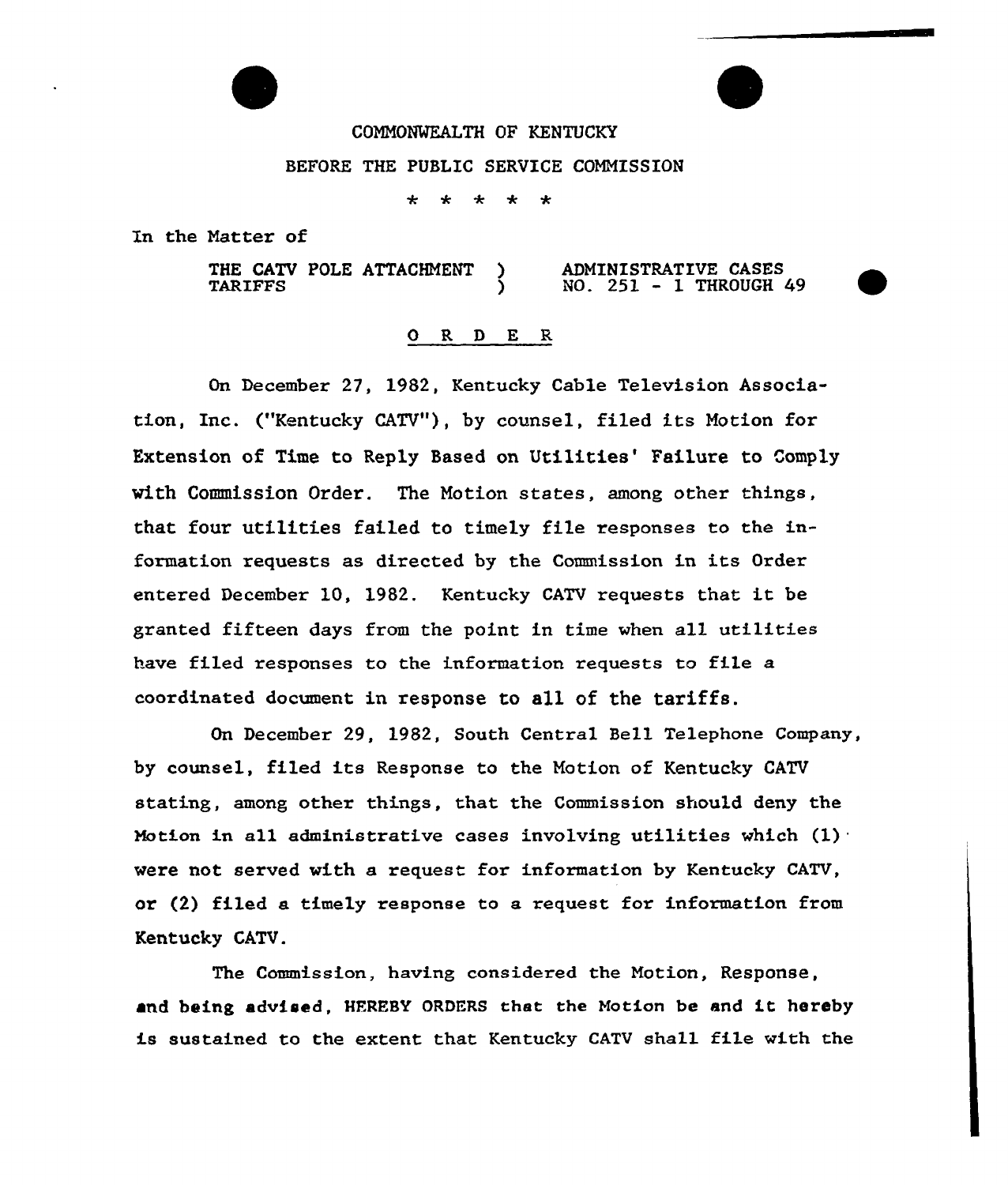COMMONWEALTH OF KENTUCKY

BEFORE THE PUBLIC SERVICE COMMISSION

\* \* \* \* \*

In the Matter of

THE CATV POLE ATTACHMENT TARIFFS ) ADMINISTRATIVE CASES NO. 251 - 1 THROUGH 49

## O R D E R

On December 27, 1982, Kentucky Cable Television Association, Inc. ("Kentucky CATV"), by counsel, filed its Motion for Extension of Time to Reply Based on Utilities' Failure to Comply with Commission Order. The Motion states, among other things, that four utilities failed to timely file responses to the information requests as directed by the Commission in its Order entered December 10, 1982. Kentucky CATV requests that it be granted fifteen days from the point in time when all utilities have filed responses to the information requests to file a coordinated document in response to all of the tariffs.

On December 29, 1982, South Central Bell Telephone Company, by counsel, filed its Response to the Motion of Kentucky CATV stating, among other things, that the Commission should deny the Motion in all administrative cases involving utilities which (1) were not served with a request for information by Kentucky CATV, or (2) filed a timely response to a request for information from Kentucky CATV.

The Commission, having considered the Motion, Response, and being advised, HEREBY ORDERS that the Motion be and it hereby is sustained to the extent that Kentucky CATV shall file with the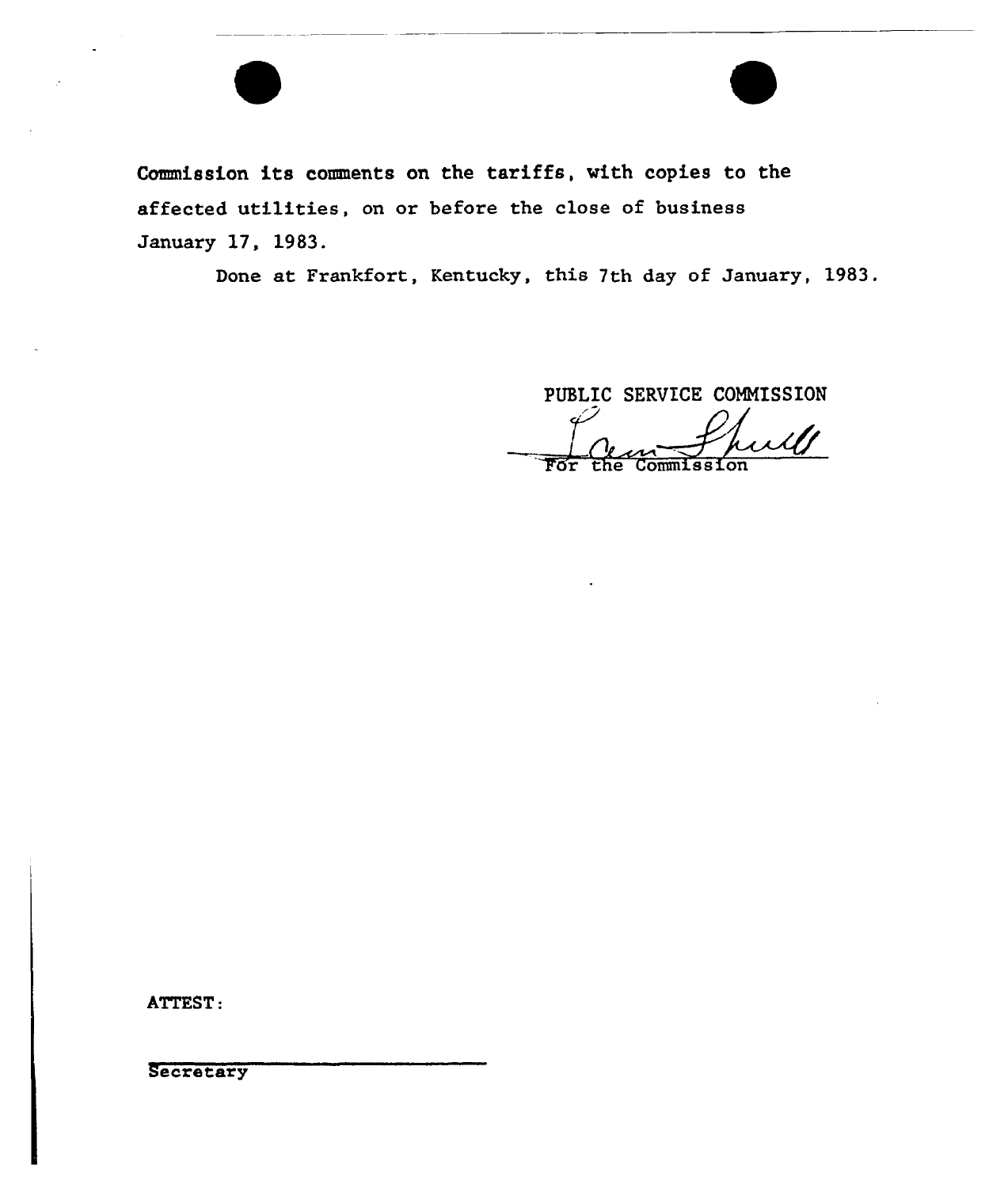Commission its comments on the tariffs, with copies to the affected utilities, on or before the close of business January 17, 1983.

Done at Frankfort, Kentucky, this 7th day of January, 1983.

PUBLIC SERVICE COMMISSION

For the Commission

ATTEST:

Secretary